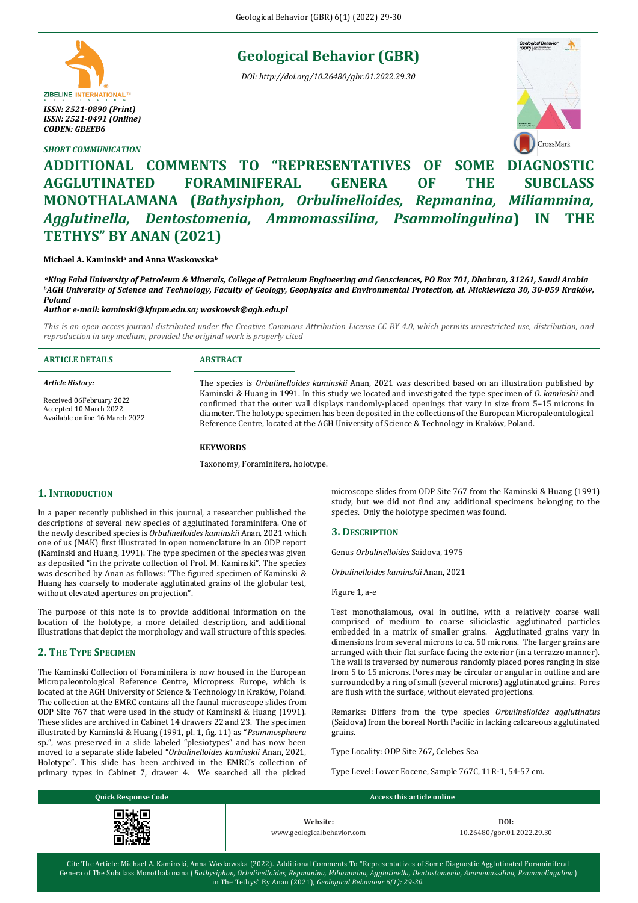Geological Behavior (GBR)

*DOI: http://doi.org/10.26480/gbr.01.2022.29.30*

*ISSN: 2521-0890 (Print)*
*ISSN: 2521-0491 (Online)*
*CODEN: GBEEB6*

*SHORT COMMUNICATION*

# ADDITIONAL COMMENTS TO "REPRESENTATIVES OF SOME DIAGNOSTIC AGGLUTINATED FORAMINIFERAL GENERA OF THE SUBCLASS MONOTHALAMANA (*Bathysiphon, Orbulinelloides, Repmanina, Miliammina, Agglutinella, Dentostomenia, Ammomassilina, Psammolingulina*) IN THE TETHYS" BY ANAN (2021)

**Michael A. Kaminski[a] and Anna Waskowska[b]**

***[a]King Fahd University of Petroleum & Minerals, College of Petroleum Engineering and Geosciences, PO Box 701, Dhahran, 31261, Saudi Arabia***
***[b]AGH University of Science and Technology, Faculty of Geology, Geophysics and Environmental Protection, al. Mickiewicza 30, 30-059 Kraków, Poland***
***Author e-mail: kaminski@kfupm.edu.sa; waskowsk@agh.edu.pl***

*This is an open access journal distributed under the Creative Commons Attribution License CC BY 4.0, which permits unrestricted use, distribution, and reproduction in any medium, provided the original work is properly cited*

**ARTICLE DETAILS**

*Article History:*

Received 06February 2022
Accepted 10 March 2022
Available online 16 March 2022

**ABSTRACT**

The species is *Orbulinelloides kaminskii* Anan, 2021 was described based on an illustration published by Kaminski & Huang in 1991. In this study we located and investigated the type specimen of *O. kaminskii* and confirmed that the outer wall displays randomly-placed openings that vary in size from 5–15 microns in diameter. The holotype specimen has been deposited in the collections of the European Micropaleontological Reference Centre, located at the AGH University of Science & Technology in Kraków, Poland.

**KEYWORDS**

Taxonomy, Foraminifera, holotype.

## 1. Introduction

In a paper recently published in this journal, a researcher published the descriptions of several new species of agglutinated foraminifera. One of the newly described species is *Orbulinelloides kaminskii* Anan, 2021 which one of us (MAK) first illustrated in open nomenclature in an ODP report (Kaminski and Huang, 1991). The type specimen of the species was given as deposited "in the private collection of Prof. M. Kaminski". The species was described by Anan as follows: "The figured specimen of Kaminski & Huang has coarsely to moderate agglutinated grains of the globular test, without elevated apertures on projection".

The purpose of this note is to provide additional information on the location of the holotype, a more detailed description, and additional illustrations that depict the morphology and wall structure of this species.

## 2. The Type Specimen

The Kaminski Collection of Foraminifera is now housed in the European Micropaleontological Reference Centre, Micropress Europe, which is located at the AGH University of Science & Technology in Kraków, Poland. The collection at the EMRC contains all the faunal microscope slides from ODP Site 767 that were used in the study of Kaminski & Huang (1991). These slides are archived in Cabinet 14 drawers 22 and 23. The specimen illustrated by Kaminski & Huang (1991, pl. 1, fig. 11) as "*Psammosphaera* sp.", was preserved in a slide labeled "plesiotypes" and has now been moved to a separate slide labeled "*Orbulinelloides kaminskii* Anan, 2021, Holotype". This slide has been archived in the EMRC's collection of primary types in Cabinet 7, drawer 4. We searched all the picked microscope slides from ODP Site 767 from the Kaminski & Huang (1991) study, but we did not find any additional specimens belonging to the species. Only the holotype specimen was found.

## 3. Description

Genus *Orbulinelloides* Saidova, 1975

*Orbulinelloides kaminskii* Anan, 2021

Figure 1, a-e

Test monothalamous, oval in outline, with a relatively coarse wall comprised of medium to coarse siliciclastic agglutinated particles embedded in a matrix of smaller grains. Agglutinated grains vary in dimensions from several microns to ca. 50 microns. The larger grains are arranged with their flat surface facing the exterior (in a terrazzo manner). The wall is traversed by numerous randomly placed pores ranging in size from 5 to 15 microns. Pores may be circular or angular in outline and are surrounded by a ring of small (several microns) agglutinated grains. Pores are flush with the surface, without elevated projections.

Remarks: Differs from the type species *Orbulinelloides agglutinatus* (Saidova) from the boreal North Pacific in lacking calcareous agglutinated grains.

Type Locality: ODP Site 767, Celebes Sea

Type Level: Lower Eocene, Sample 767C, 11R-1, 54-57 cm.

| Quick Response Code | Access this article online | |
|---|---|---|
| | **Website:** www.geologicalbehavior.com | **DOI:** 10.26480/gbr.01.2022.29.30 |

Cite The Article: Michael A. Kaminski, Anna Waskowska (2022). Additional Comments To "Representatives of Some Diagnostic Agglutinated Foraminiferal Genera of The Subclass Monothalamana (*Bathysiphon, Orbulinelloides, Repmanina, Miliammina, Agglutinella, Dentostomenia, Ammomassilina, Psammolingulina*) in The Tethys" By Anan (2021), *Geological Behaviour 6(1): 29-30.*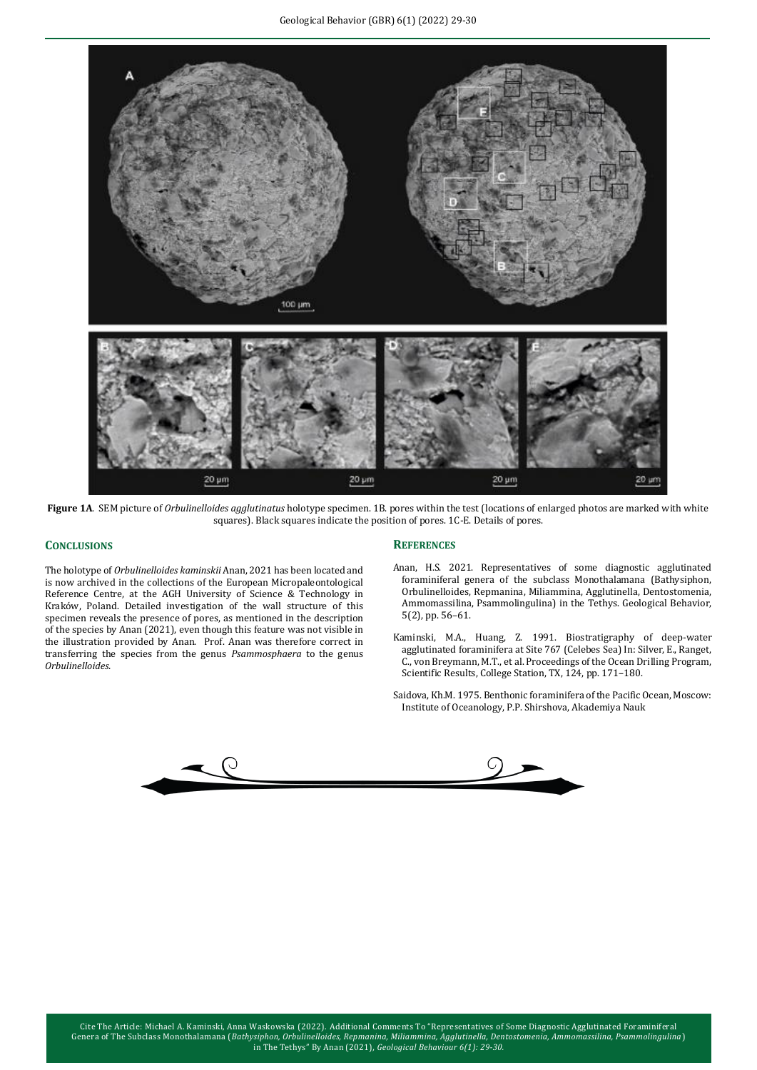**Figure 1A**. SEM picture of *Orbulinelloides agglutinatus* holotype specimen. 1B. pores within the test (locations of enlarged photos are marked with white squares). Black squares indicate the position of pores. 1C-E. Details of pores.

## Conclusions

The holotype of *Orbulinelloides kaminskii* Anan, 2021 has been located and is now archived in the collections of the European Micropaleontological Reference Centre, at the AGH University of Science & Technology in Kraków, Poland. Detailed investigation of the wall structure of this specimen reveals the presence of pores, as mentioned in the description of the species by Anan (2021), even though this feature was not visible in the illustration provided by Anan. Prof. Anan was therefore correct in transferring the species from the genus *Psammosphaera* to the genus *Orbulinelloides*.

## References

Anan, H.S. 2021. Representatives of some diagnostic agglutinated foraminiferal genera of the subclass Monothalamana (Bathysiphon, Orbulinelloides, Repmanina, Miliammina, Agglutinella, Dentostomenia, Ammomassilina, Psammolingulina) in the Tethys. Geological Behavior, 5(2), pp. 56–61.

Kaminski, M.A., Huang, Z. 1991. Biostratigraphy of deep-water agglutinated foraminifera at Site 767 (Celebes Sea) In: Silver, E., Ranget, C., von Breymann, M.T., et al. Proceedings of the Ocean Drilling Program, Scientific Results, College Station, TX, 124, pp. 171–180.

Saidova, Kh.M. 1975. Benthonic foraminifera of the Pacific Ocean, Moscow: Institute of Oceanology, P.P. Shirshova, Akademiya Nauk

Cite The Article: Michael A. Kaminski, Anna Waskowska (2022). Additional Comments To "Representatives of Some Diagnostic Agglutinated Foraminiferal Genera of The Subclass Monothalamana (*Bathysiphon, Orbulinelloides, Repmanina, Miliammina, Agglutinella, Dentostomenia, Ammomassilina, Psammolingulina*) in The Tethys" By Anan (2021), *Geological Behaviour 6(1): 29-30.*